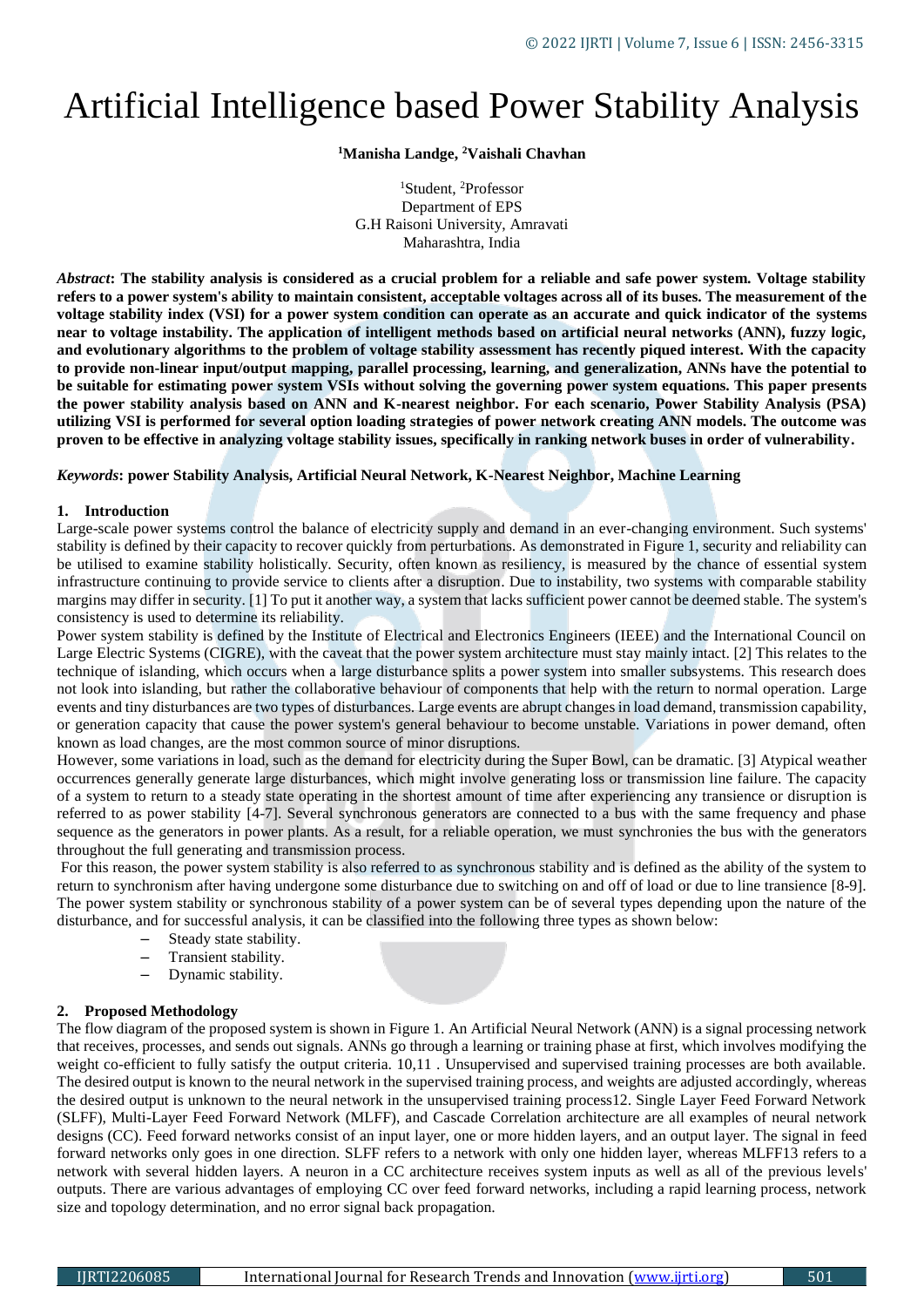# Artificial Intelligence based Power Stability Analysis

**[1]Manisha Landge, [2]Vaishali Chavhan**

[1]Student, [2]Professor
Department of EPS
G.H Raisoni University, Amravati
Maharashtra, India

***Abstract*: The stability analysis is considered as a crucial problem for a reliable and safe power system. Voltage stability refers to a power system's ability to maintain consistent, acceptable voltages across all of its buses. The measurement of the voltage stability index (VSI) for a power system condition can operate as an accurate and quick indicator of the systems near to voltage instability. The application of intelligent methods based on artificial neural networks (ANN), fuzzy logic, and evolutionary algorithms to the problem of voltage stability assessment has recently piqued interest. With the capacity to provide non-linear input/output mapping, parallel processing, learning, and generalization, ANNs have the potential to be suitable for estimating power system VSIs without solving the governing power system equations. This paper presents the power stability analysis based on ANN and K-nearest neighbor. For each scenario, Power Stability Analysis (PSA) utilizing VSI is performed for several option loading strategies of power network creating ANN models. The outcome was proven to be effective in analyzing voltage stability issues, specifically in ranking network buses in order of vulnerability.**

***Keywords*: power Stability Analysis, Artificial Neural Network, K-Nearest Neighbor, Machine Learning**

## 1. Introduction

Large-scale power systems control the balance of electricity supply and demand in an ever-changing environment. Such systems' stability is defined by their capacity to recover quickly from perturbations. As demonstrated in Figure 1, security and reliability can be utilised to examine stability holistically. Security, often known as resiliency, is measured by the chance of essential system infrastructure continuing to provide service to clients after a disruption. Due to instability, two systems with comparable stability margins may differ in security. [1] To put it another way, a system that lacks sufficient power cannot be deemed stable. The system's consistency is used to determine its reliability.

Power system stability is defined by the Institute of Electrical and Electronics Engineers (IEEE) and the International Council on Large Electric Systems (CIGRE), with the caveat that the power system architecture must stay mainly intact. [2] This relates to the technique of islanding, which occurs when a large disturbance splits a power system into smaller subsystems. This research does not look into islanding, but rather the collaborative behaviour of components that help with the return to normal operation. Large events and tiny disturbances are two types of disturbances. Large events are abrupt changes in load demand, transmission capability, or generation capacity that cause the power system's general behaviour to become unstable. Variations in power demand, often known as load changes, are the most common source of minor disruptions.

However, some variations in load, such as the demand for electricity during the Super Bowl, can be dramatic. [3] Atypical weather occurrences generally generate large disturbances, which might involve generating loss or transmission line failure. The capacity of a system to return to a steady state operating in the shortest amount of time after experiencing any transience or disruption is referred to as power stability [4-7]. Several synchronous generators are connected to a bus with the same frequency and phase sequence as the generators in power plants. As a result, for a reliable operation, we must synchronies the bus with the generators throughout the full generating and transmission process.

For this reason, the power system stability is also referred to as synchronous stability and is defined as the ability of the system to return to synchronism after having undergone some disturbance due to switching on and off of load or due to line transience [8-9]. The power system stability or synchronous stability of a power system can be of several types depending upon the nature of the disturbance, and for successful analysis, it can be classified into the following three types as shown below:

- Steady state stability.
- Transient stability.
- Dynamic stability.

## 2. Proposed Methodology

The flow diagram of the proposed system is shown in Figure 1. An Artificial Neural Network (ANN) is a signal processing network that receives, processes, and sends out signals. ANNs go through a learning or training phase at first, which involves modifying the weight co-efficient to fully satisfy the output criteria. 10,11 . Unsupervised and supervised training processes are both available. The desired output is known to the neural network in the supervised training process, and weights are adjusted accordingly, whereas the desired output is unknown to the neural network in the unsupervised training process12. Single Layer Feed Forward Network (SLFF), Multi-Layer Feed Forward Network (MLFF), and Cascade Correlation architecture are all examples of neural network designs (CC). Feed forward networks consist of an input layer, one or more hidden layers, and an output layer. The signal in feed forward networks only goes in one direction. SLFF refers to a network with only one hidden layer, whereas MLFF13 refers to a network with several hidden layers. A neuron in a CC architecture receives system inputs as well as all of the previous levels' outputs. There are various advantages of employing CC over feed forward networks, including a rapid learning process, network size and topology determination, and no error signal back propagation.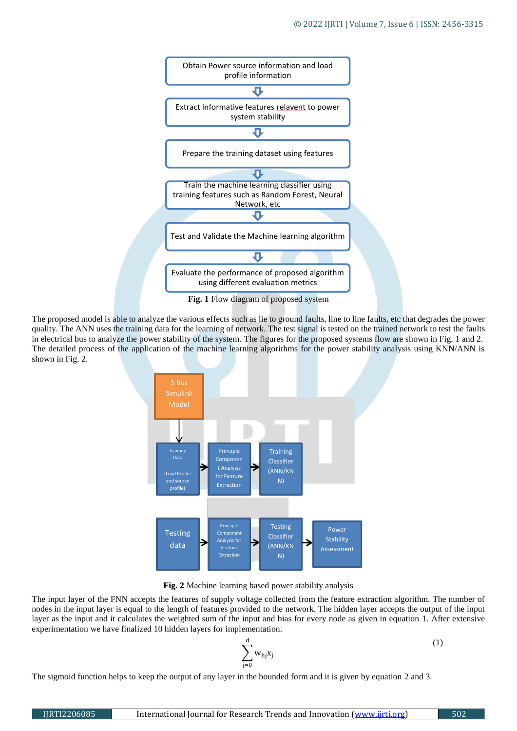Obtain Power source information and load profile information

Extract informative features relavent to power system stability

Prepare the training dataset using features

Train the machine learning classifier using training features such as Random Forest, Neural Network, etc

Test and Validate the Machine learning algorithm

Evaluate the performance of proposed algorithm using different evaluation metrics

**Fig. 1** Flow diagram of proposed system

The proposed model is able to analyze the various effects such as lie to ground faults, line to line faults, etc that degrades the power quality. The ANN uses the training data for the learning of network. The test signal is tested on the trained network to test the faults in electrical bus to analyze the power stability of the system. The figures for the proposed systems flow are shown in Fig. 1 and 2. The detailed process of the application of the machine learning algorithms for the power stability analysis using KNN/ANN is shown in Fig. 2.

5 Bus Simulink Model

Training Data (Load Profile and source profile) → Principle Component Analysis for Feature Extraction → Training Classifier (ANN/KNN)

Testing data → Principle Component Analysis for Feature Extraction → Testing Classifier (ANN/KNN) → Power Stability Assessment

**Fig. 2** Machine learning based power stability analysis

The input layer of the FNN accepts the features of supply voltage collected from the feature extraction algorithm. The number of nodes in the input layer is equal to the length of features provided to the network. The hidden layer accepts the output of the input layer as the input and it calculates the weighted sum of the input and bias for every node as given in equation 1. After extensive experimentation we have finalized 10 hidden layers for implementation.

$$\sum_{j=0}^{d} w_{hj} x_j \tag{1}$$

The sigmoid function helps to keep the output of any layer in the bounded form and it is given by equation 2 and 3.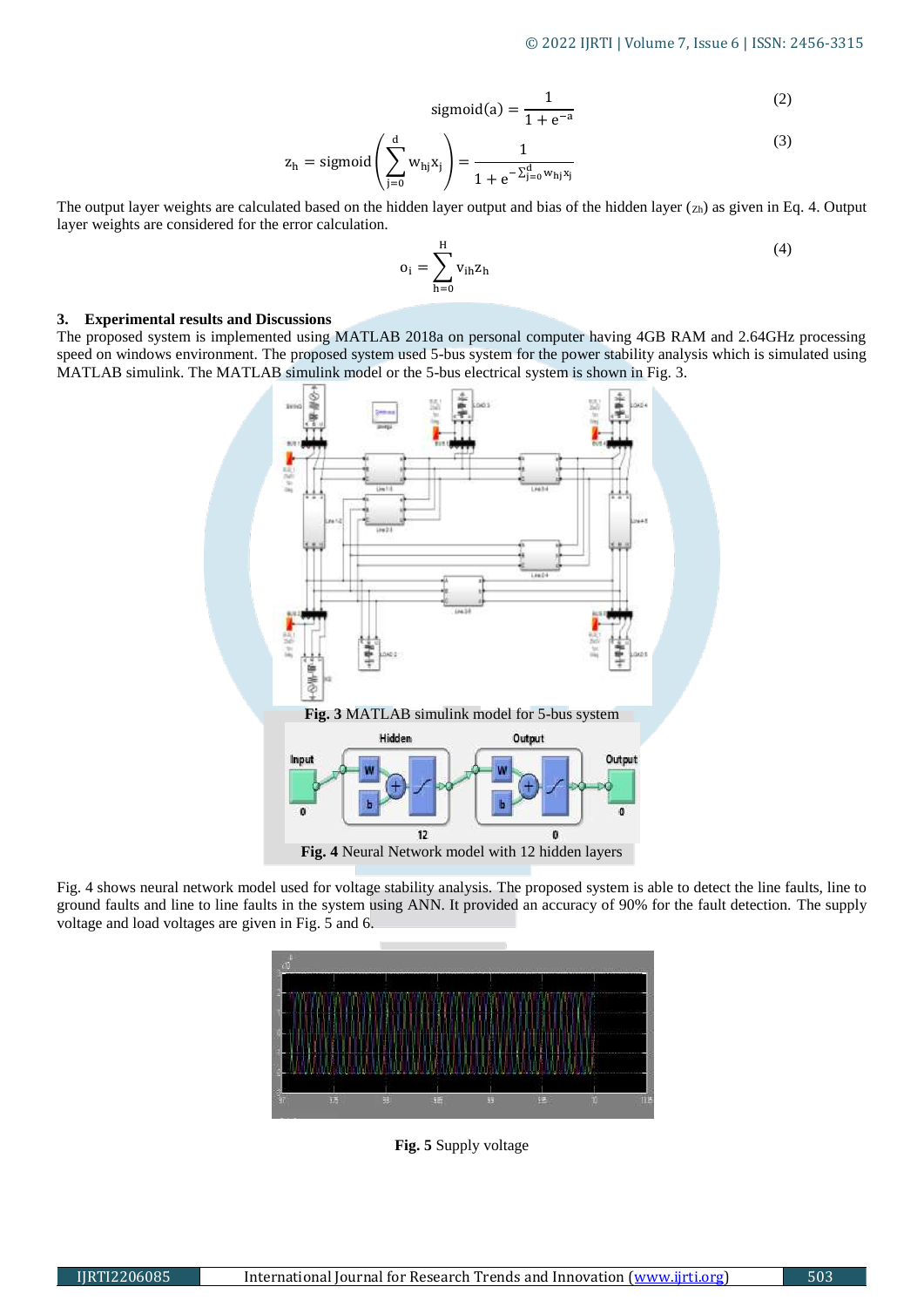$$\text{sigmoid}(a) = \frac{1}{1+e^{-a}} \tag{2}$$

$$z_h = \text{sigmoid}\left(\sum_{j=0}^{d} w_{hj}x_j\right) = \frac{1}{1+e^{-\sum_{j=0}^{d} w_{hj}x_j}} \tag{3}$$

The output layer weights are calculated based on the hidden layer output and bias of the hidden layer ($z_h$) as given in Eq. 4. Output layer weights are considered for the error calculation.

$$o_i = \sum_{h=0}^{H} v_{ih}z_h \tag{4}$$

## 3. Experimental results and Discussions

The proposed system is implemented using MATLAB 2018a on personal computer having 4GB RAM and 2.64GHz processing speed on windows environment. The proposed system used 5-bus system for the power stability analysis which is simulated using MATLAB simulink. The MATLAB simulink model or the 5-bus electrical system is shown in Fig. 3.

**Fig. 3** MATLAB simulink model for 5-bus system

**Fig. 4** Neural Network model with 12 hidden layers

Fig. 4 shows neural network model used for voltage stability analysis. The proposed system is able to detect the line faults, line to ground faults and line to line faults in the system using ANN. It provided an accuracy of 90% for the fault detection. The supply voltage and load voltages are given in Fig. 5 and 6.

**Fig. 5** Supply voltage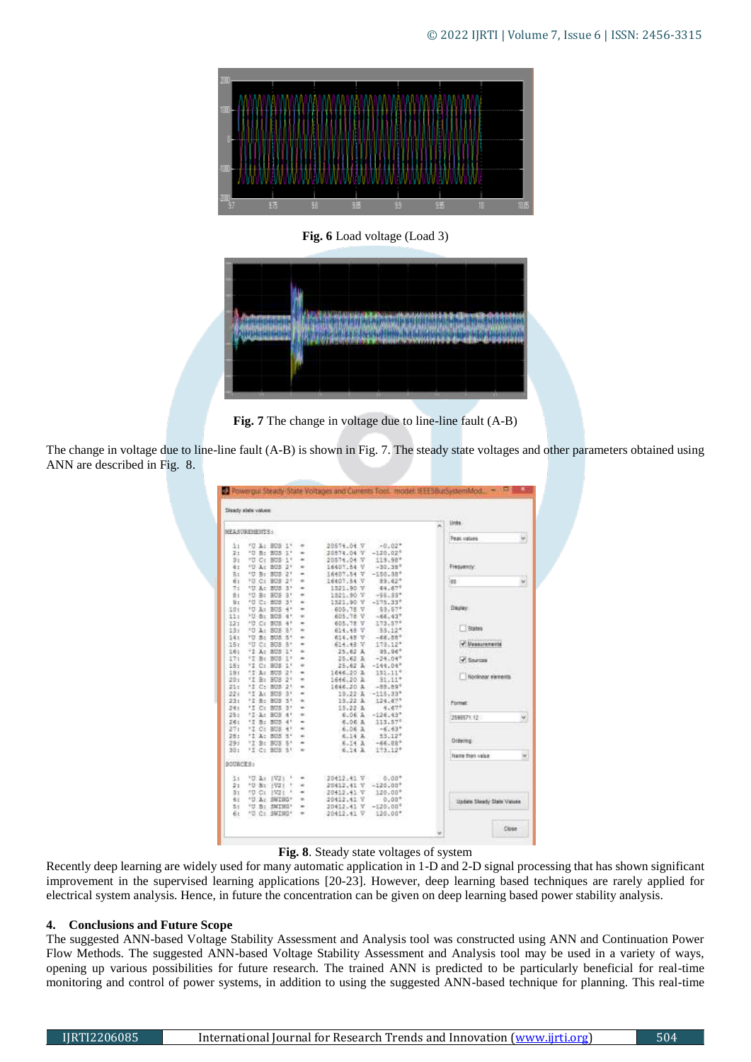Fig. 6 Load voltage (Load 3)

Fig. 7 The change in voltage due to line-line fault (A-B)

The change in voltage due to line-line fault (A-B) is shown in Fig. 7. The steady state voltages and other parameters obtained using ANN are described in Fig. 8.

Fig. 8. Steady state voltages of system

Recently deep learning are widely used for many automatic application in 1-D and 2-D signal processing that has shown significant improvement in the supervised learning applications [20-23]. However, deep learning based techniques are rarely applied for electrical system analysis. Hence, in future the concentration can be given on deep learning based power stability analysis.

## 4. Conclusions and Future Scope

The suggested ANN-based Voltage Stability Assessment and Analysis tool was constructed using ANN and Continuation Power Flow Methods. The suggested ANN-based Voltage Stability Assessment and Analysis tool may be used in a variety of ways, opening up various possibilities for future research. The trained ANN is predicted to be particularly beneficial for real-time monitoring and control of power systems, in addition to using the suggested ANN-based technique for planning. This real-time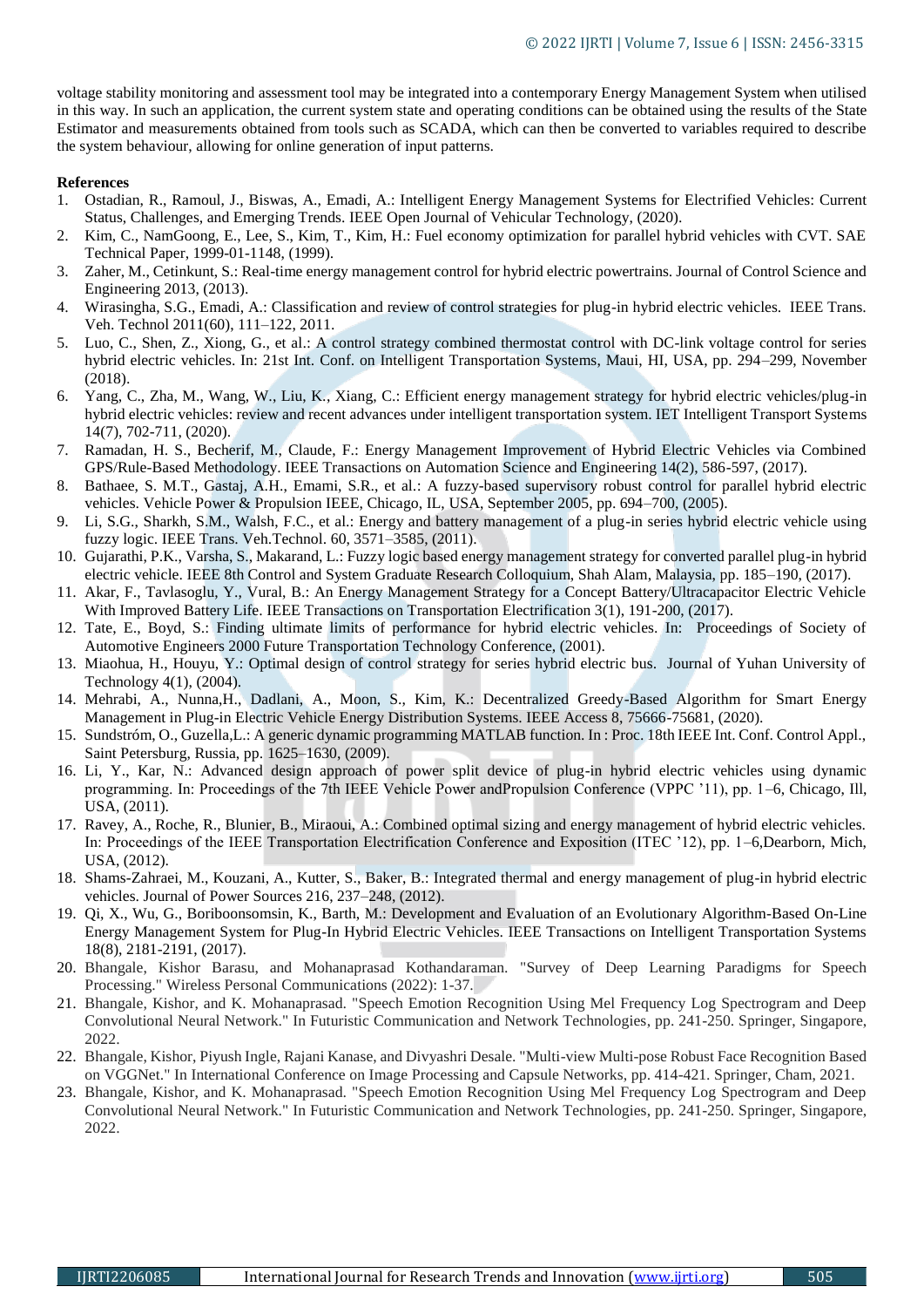voltage stability monitoring and assessment tool may be integrated into a contemporary Energy Management System when utilised in this way. In such an application, the current system state and operating conditions can be obtained using the results of the State Estimator and measurements obtained from tools such as SCADA, which can then be converted to variables required to describe the system behaviour, allowing for online generation of input patterns.

**References**

1. Ostadian, R., Ramoul, J., Biswas, A., Emadi, A.: Intelligent Energy Management Systems for Electrified Vehicles: Current Status, Challenges, and Emerging Trends. IEEE Open Journal of Vehicular Technology, (2020).
2. Kim, C., NamGoong, E., Lee, S., Kim, T., Kim, H.: Fuel economy optimization for parallel hybrid vehicles with CVT. SAE Technical Paper, 1999-01-1148, (1999).
3. Zaher, M., Cetinkunt, S.: Real-time energy management control for hybrid electric powertrains. Journal of Control Science and Engineering 2013, (2013).
4. Wirasingha, S.G., Emadi, A.: Classification and review of control strategies for plug-in hybrid electric vehicles. IEEE Trans. Veh. Technol 2011(60), 111–122, 2011.
5. Luo, C., Shen, Z., Xiong, G., et al.: A control strategy combined thermostat control with DC-link voltage control for series hybrid electric vehicles. In: 21st Int. Conf. on Intelligent Transportation Systems, Maui, HI, USA, pp. 294–299, November (2018).
6. Yang, C., Zha, M., Wang, W., Liu, K., Xiang, C.: Efficient energy management strategy for hybrid electric vehicles/plug-in hybrid electric vehicles: review and recent advances under intelligent transportation system. IET Intelligent Transport Systems 14(7), 702-711, (2020).
7. Ramadan, H. S., Becherif, M., Claude, F.: Energy Management Improvement of Hybrid Electric Vehicles via Combined GPS/Rule-Based Methodology. IEEE Transactions on Automation Science and Engineering 14(2), 586-597, (2017).
8. Bathaee, S. M.T., Gastaj, A.H., Emami, S.R., et al.: A fuzzy-based supervisory robust control for parallel hybrid electric vehicles. Vehicle Power & Propulsion IEEE, Chicago, IL, USA, September 2005, pp. 694–700, (2005).
9. Li, S.G., Sharkh, S.M., Walsh, F.C., et al.: Energy and battery management of a plug-in series hybrid electric vehicle using fuzzy logic. IEEE Trans. Veh.Technol. 60, 3571–3585, (2011).
10. Gujarathi, P.K., Varsha, S., Makarand, L.: Fuzzy logic based energy management strategy for converted parallel plug-in hybrid electric vehicle. IEEE 8th Control and System Graduate Research Colloquium, Shah Alam, Malaysia, pp. 185–190, (2017).
11. Akar, F., Tavlasoglu, Y., Vural, B.: An Energy Management Strategy for a Concept Battery/Ultracapacitor Electric Vehicle With Improved Battery Life. IEEE Transactions on Transportation Electrification 3(1), 191-200, (2017).
12. Tate, E., Boyd, S.: Finding ultimate limits of performance for hybrid electric vehicles. In: Proceedings of Society of Automotive Engineers 2000 Future Transportation Technology Conference, (2001).
13. Miaohua, H., Houyu, Y.: Optimal design of control strategy for series hybrid electric bus. Journal of Yuhan University of Technology 4(1), (2004).
14. Mehrabi, A., Nunna,H., Dadlani, A., Moon, S., Kim, K.: Decentralized Greedy-Based Algorithm for Smart Energy Management in Plug-in Electric Vehicle Energy Distribution Systems. IEEE Access 8, 75666-75681, (2020).
15. Sundström, O., Guzella,L.: A generic dynamic programming MATLAB function. In : Proc. 18th IEEE Int. Conf. Control Appl., Saint Petersburg, Russia, pp. 1625–1630, (2009).
16. Li, Y., Kar, N.: Advanced design approach of power split device of plug-in hybrid electric vehicles using dynamic programming. In: Proceedings of the 7th IEEE Vehicle Power andPropulsion Conference (VPPC '11), pp. 1–6, Chicago, Ill, USA, (2011).
17. Ravey, A., Roche, R., Blunier, B., Miraoui, A.: Combined optimal sizing and energy management of hybrid electric vehicles. In: Proceedings of the IEEE Transportation Electrification Conference and Exposition (ITEC '12), pp. 1–6,Dearborn, Mich, USA, (2012).
18. Shams-Zahraei, M., Kouzani, A., Kutter, S., Baker, B.: Integrated thermal and energy management of plug-in hybrid electric vehicles. Journal of Power Sources 216, 237–248, (2012).
19. Qi, X., Wu, G., Boriboonsomsin, K., Barth, M.: Development and Evaluation of an Evolutionary Algorithm-Based On-Line Energy Management System for Plug-In Hybrid Electric Vehicles. IEEE Transactions on Intelligent Transportation Systems 18(8), 2181-2191, (2017).
20. Bhangale, Kishor Barasu, and Mohanaprasad Kothandaraman. "Survey of Deep Learning Paradigms for Speech Processing." Wireless Personal Communications (2022): 1-37.
21. Bhangale, Kishor, and K. Mohanaprasad. "Speech Emotion Recognition Using Mel Frequency Log Spectrogram and Deep Convolutional Neural Network." In Futuristic Communication and Network Technologies, pp. 241-250. Springer, Singapore, 2022.
22. Bhangale, Kishor, Piyush Ingle, Rajani Kanase, and Divyashri Desale. "Multi-view Multi-pose Robust Face Recognition Based on VGGNet." In International Conference on Image Processing and Capsule Networks, pp. 414-421. Springer, Cham, 2021.
23. Bhangale, Kishor, and K. Mohanaprasad. "Speech Emotion Recognition Using Mel Frequency Log Spectrogram and Deep Convolutional Neural Network." In Futuristic Communication and Network Technologies, pp. 241-250. Springer, Singapore, 2022.